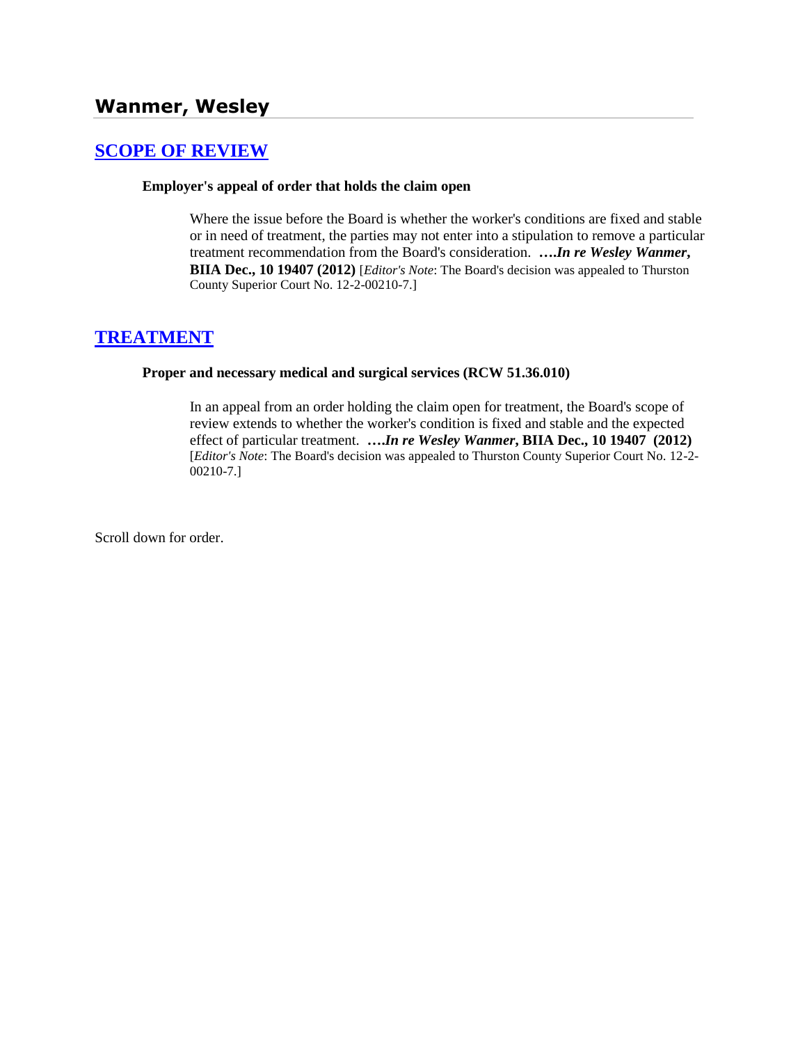# Wanmer, Wesley

## [SCOPE OF REVIEW](#)

**Employer's appeal of order that holds the claim open**

Where the issue before the Board is whether the worker's conditions are fixed and stable or in need of treatment, the parties may not enter into a stipulation to remove a particular treatment recommendation from the Board's consideration. ***….In re Wesley Wanmer*, BIIA Dec., 10 19407 (2012)** [*Editor's Note*: The Board's decision was appealed to Thurston County Superior Court No. 12-2-00210-7.]

## [TREATMENT](#)

**Proper and necessary medical and surgical services (RCW 51.36.010)**

In an appeal from an order holding the claim open for treatment, the Board's scope of review extends to whether the worker's condition is fixed and stable and the expected effect of particular treatment. ***….In re Wesley Wanmer*, BIIA Dec., 10 19407 (2012)** [*Editor's Note*: The Board's decision was appealed to Thurston County Superior Court No. 12-2-00210-7.]

Scroll down for order.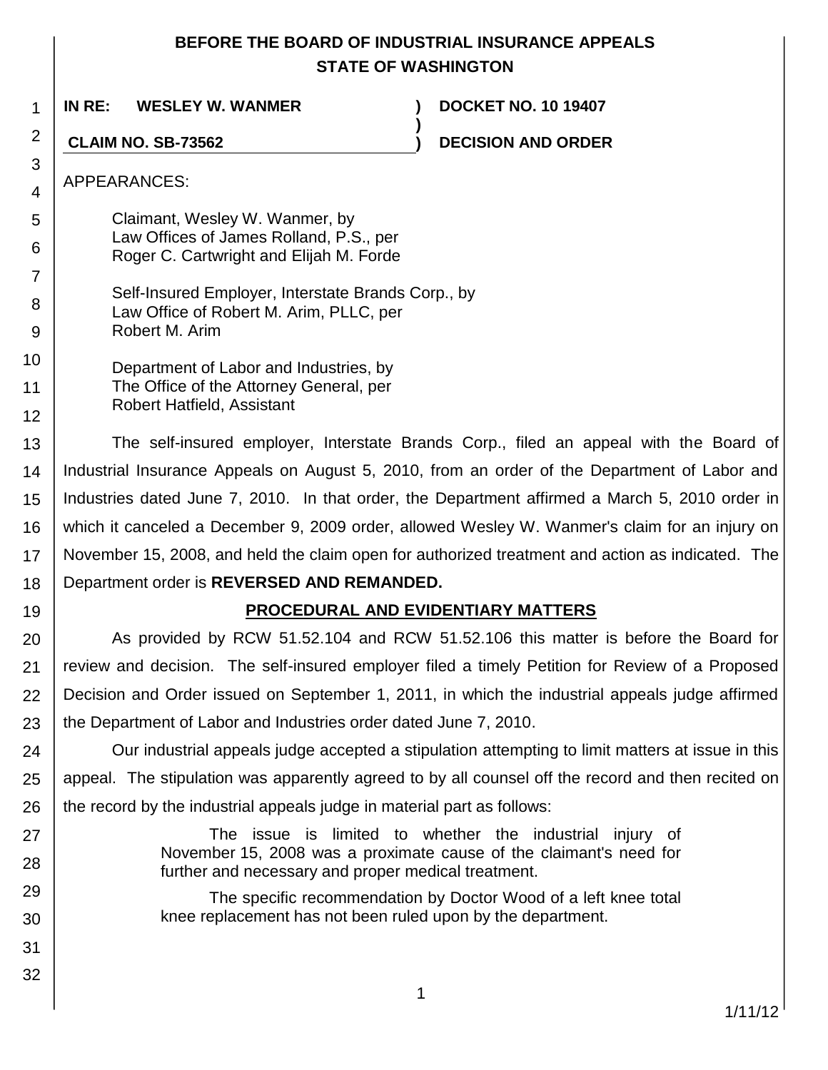# BEFORE THE BOARD OF INDUSTRIAL INSURANCE APPEALS
# STATE OF WASHINGTON

**IN RE: WESLEY W. WANMER** ) **DOCKET NO. 10 19407**
)
**CLAIM NO. SB-73562** ) **DECISION AND ORDER**

APPEARANCES:

Claimant, Wesley W. Wanmer, by
Law Offices of James Rolland, P.S., per
Roger C. Cartwright and Elijah M. Forde

Self-Insured Employer, Interstate Brands Corp., by
Law Office of Robert M. Arim, PLLC, per
Robert M. Arim

Department of Labor and Industries, by
The Office of the Attorney General, per
Robert Hatfield, Assistant

The self-insured employer, Interstate Brands Corp., filed an appeal with the Board of Industrial Insurance Appeals on August 5, 2010, from an order of the Department of Labor and Industries dated June 7, 2010. In that order, the Department affirmed a March 5, 2010 order in which it canceled a December 9, 2009 order, allowed Wesley W. Wanmer's claim for an injury on November 15, 2008, and held the claim open for authorized treatment and action as indicated. The Department order is **REVERSED AND REMANDED.**

## PROCEDURAL AND EVIDENTIARY MATTERS

As provided by RCW 51.52.104 and RCW 51.52.106 this matter is before the Board for review and decision. The self-insured employer filed a timely Petition for Review of a Proposed Decision and Order issued on September 1, 2011, in which the industrial appeals judge affirmed the Department of Labor and Industries order dated June 7, 2010.

Our industrial appeals judge accepted a stipulation attempting to limit matters at issue in this appeal. The stipulation was apparently agreed to by all counsel off the record and then recited on the record by the industrial appeals judge in material part as follows:

> The issue is limited to whether the industrial injury of November 15, 2008 was a proximate cause of the claimant's need for further and necessary and proper medical treatment.
>
> The specific recommendation by Doctor Wood of a left knee total knee replacement has not been ruled upon by the department.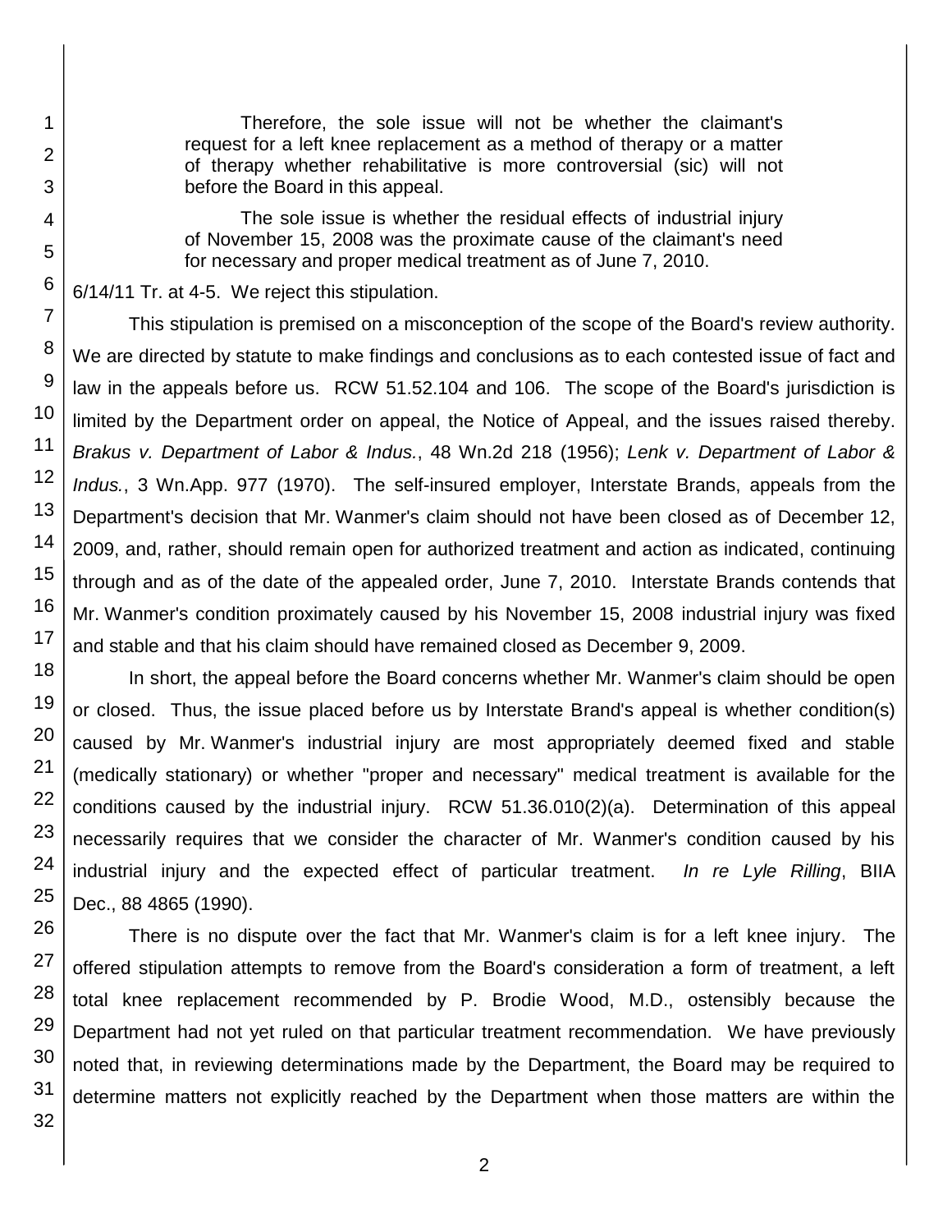> Therefore, the sole issue will not be whether the claimant's request for a left knee replacement as a method of therapy or a matter of therapy whether rehabilitative is more controversial (sic) will not before the Board in this appeal.
>
> The sole issue is whether the residual effects of industrial injury of November 15, 2008 was the proximate cause of the claimant's need for necessary and proper medical treatment as of June 7, 2010.

6/14/11 Tr. at 4-5. We reject this stipulation.

This stipulation is premised on a misconception of the scope of the Board's review authority. We are directed by statute to make findings and conclusions as to each contested issue of fact and law in the appeals before us. RCW 51.52.104 and 106. The scope of the Board's jurisdiction is limited by the Department order on appeal, the Notice of Appeal, and the issues raised thereby. *Brakus v. Department of Labor & Indus.*, 48 Wn.2d 218 (1956); *Lenk v. Department of Labor & Indus.*, 3 Wn.App. 977 (1970). The self-insured employer, Interstate Brands, appeals from the Department's decision that Mr. Wanmer's claim should not have been closed as of December 12, 2009, and, rather, should remain open for authorized treatment and action as indicated, continuing through and as of the date of the appealed order, June 7, 2010. Interstate Brands contends that Mr. Wanmer's condition proximately caused by his November 15, 2008 industrial injury was fixed and stable and that his claim should have remained closed as December 9, 2009.

In short, the appeal before the Board concerns whether Mr. Wanmer's claim should be open or closed. Thus, the issue placed before us by Interstate Brand's appeal is whether condition(s) caused by Mr. Wanmer's industrial injury are most appropriately deemed fixed and stable (medically stationary) or whether "proper and necessary" medical treatment is available for the conditions caused by the industrial injury. RCW 51.36.010(2)(a). Determination of this appeal necessarily requires that we consider the character of Mr. Wanmer's condition caused by his industrial injury and the expected effect of particular treatment. *In re Lyle Rilling*, BIIA Dec., 88 4865 (1990).

There is no dispute over the fact that Mr. Wanmer's claim is for a left knee injury. The offered stipulation attempts to remove from the Board's consideration a form of treatment, a left total knee replacement recommended by P. Brodie Wood, M.D., ostensibly because the Department had not yet ruled on that particular treatment recommendation. We have previously noted that, in reviewing determinations made by the Department, the Board may be required to determine matters not explicitly reached by the Department when those matters are within the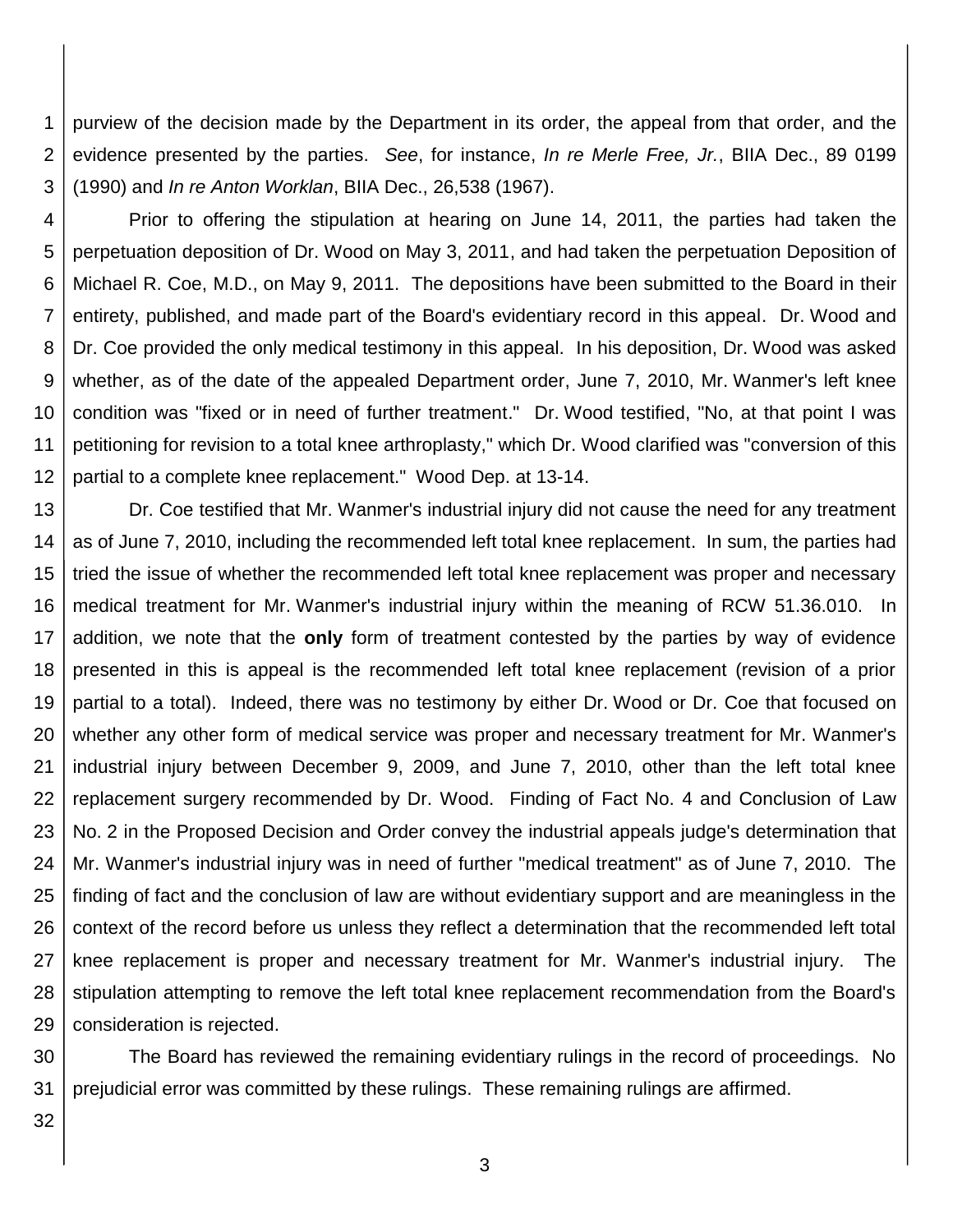purview of the decision made by the Department in its order, the appeal from that order, and the evidence presented by the parties. *See*, for instance, *In re Merle Free, Jr.*, BIIA Dec., 89 0199 (1990) and *In re Anton Worklan*, BIIA Dec., 26,538 (1967).

Prior to offering the stipulation at hearing on June 14, 2011, the parties had taken the perpetuation deposition of Dr. Wood on May 3, 2011, and had taken the perpetuation Deposition of Michael R. Coe, M.D., on May 9, 2011. The depositions have been submitted to the Board in their entirety, published, and made part of the Board's evidentiary record in this appeal. Dr. Wood and Dr. Coe provided the only medical testimony in this appeal. In his deposition, Dr. Wood was asked whether, as of the date of the appealed Department order, June 7, 2010, Mr. Wanmer's left knee condition was "fixed or in need of further treatment." Dr. Wood testified, "No, at that point I was petitioning for revision to a total knee arthroplasty," which Dr. Wood clarified was "conversion of this partial to a complete knee replacement." Wood Dep. at 13-14.

Dr. Coe testified that Mr. Wanmer's industrial injury did not cause the need for any treatment as of June 7, 2010, including the recommended left total knee replacement. In sum, the parties had tried the issue of whether the recommended left total knee replacement was proper and necessary medical treatment for Mr. Wanmer's industrial injury within the meaning of RCW 51.36.010. In addition, we note that the **only** form of treatment contested by the parties by way of evidence presented in this is appeal is the recommended left total knee replacement (revision of a prior partial to a total). Indeed, there was no testimony by either Dr. Wood or Dr. Coe that focused on whether any other form of medical service was proper and necessary treatment for Mr. Wanmer's industrial injury between December 9, 2009, and June 7, 2010, other than the left total knee replacement surgery recommended by Dr. Wood. Finding of Fact No. 4 and Conclusion of Law No. 2 in the Proposed Decision and Order convey the industrial appeals judge's determination that Mr. Wanmer's industrial injury was in need of further "medical treatment" as of June 7, 2010. The finding of fact and the conclusion of law are without evidentiary support and are meaningless in the context of the record before us unless they reflect a determination that the recommended left total knee replacement is proper and necessary treatment for Mr. Wanmer's industrial injury. The stipulation attempting to remove the left total knee replacement recommendation from the Board's consideration is rejected.

The Board has reviewed the remaining evidentiary rulings in the record of proceedings. No prejudicial error was committed by these rulings. These remaining rulings are affirmed.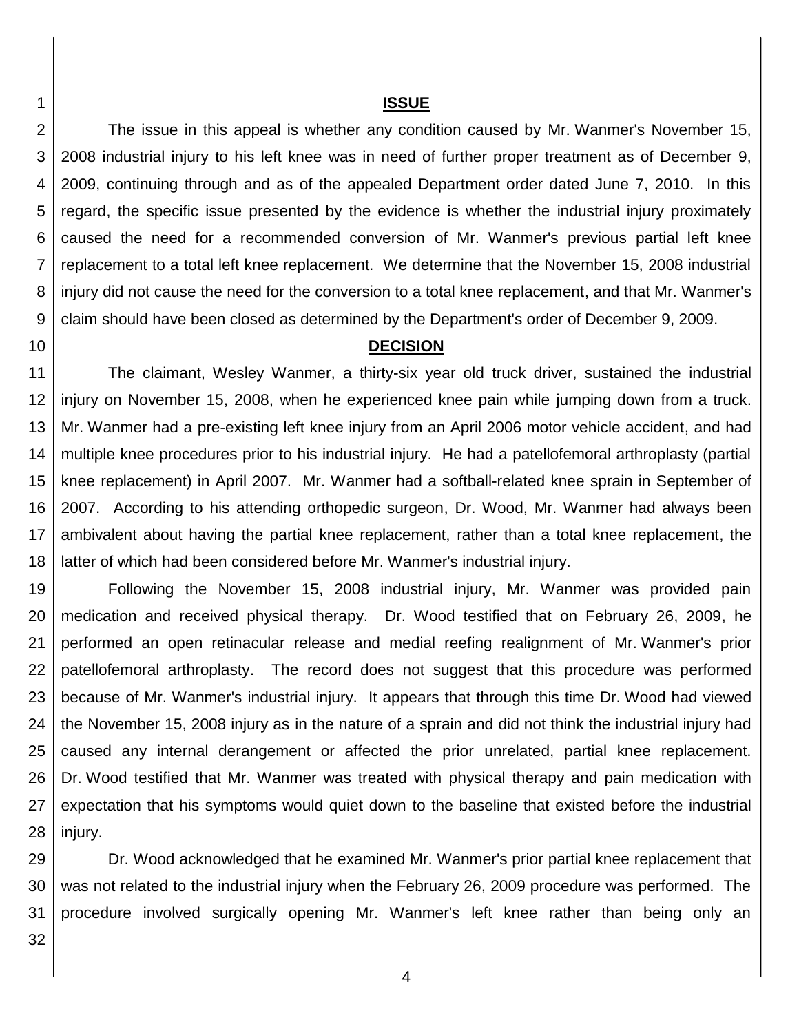## ISSUE

The issue in this appeal is whether any condition caused by Mr. Wanmer's November 15, 2008 industrial injury to his left knee was in need of further proper treatment as of December 9, 2009, continuing through and as of the appealed Department order dated June 7, 2010. In this regard, the specific issue presented by the evidence is whether the industrial injury proximately caused the need for a recommended conversion of Mr. Wanmer's previous partial left knee replacement to a total left knee replacement. We determine that the November 15, 2008 industrial injury did not cause the need for the conversion to a total knee replacement, and that Mr. Wanmer's claim should have been closed as determined by the Department's order of December 9, 2009.

## DECISION

The claimant, Wesley Wanmer, a thirty-six year old truck driver, sustained the industrial injury on November 15, 2008, when he experienced knee pain while jumping down from a truck. Mr. Wanmer had a pre-existing left knee injury from an April 2006 motor vehicle accident, and had multiple knee procedures prior to his industrial injury. He had a patellofemoral arthroplasty (partial knee replacement) in April 2007. Mr. Wanmer had a softball-related knee sprain in September of 2007. According to his attending orthopedic surgeon, Dr. Wood, Mr. Wanmer had always been ambivalent about having the partial knee replacement, rather than a total knee replacement, the latter of which had been considered before Mr. Wanmer's industrial injury.

Following the November 15, 2008 industrial injury, Mr. Wanmer was provided pain medication and received physical therapy. Dr. Wood testified that on February 26, 2009, he performed an open retinacular release and medial reefing realignment of Mr. Wanmer's prior patellofemoral arthroplasty. The record does not suggest that this procedure was performed because of Mr. Wanmer's industrial injury. It appears that through this time Dr. Wood had viewed the November 15, 2008 injury as in the nature of a sprain and did not think the industrial injury had caused any internal derangement or affected the prior unrelated, partial knee replacement. Dr. Wood testified that Mr. Wanmer was treated with physical therapy and pain medication with expectation that his symptoms would quiet down to the baseline that existed before the industrial injury.

Dr. Wood acknowledged that he examined Mr. Wanmer's prior partial knee replacement that was not related to the industrial injury when the February 26, 2009 procedure was performed. The procedure involved surgically opening Mr. Wanmer's left knee rather than being only an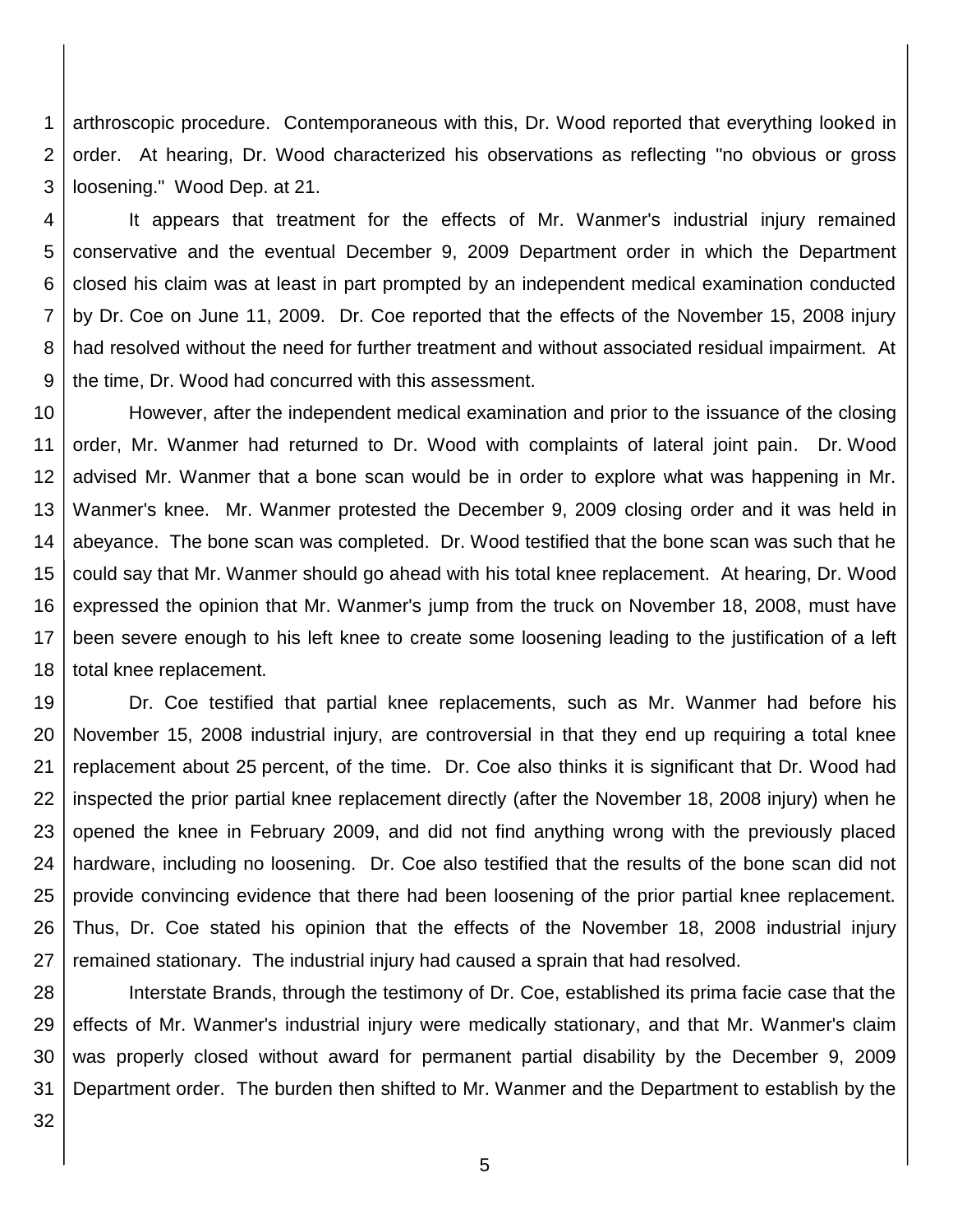arthroscopic procedure. Contemporaneous with this, Dr. Wood reported that everything looked in order. At hearing, Dr. Wood characterized his observations as reflecting "no obvious or gross loosening." Wood Dep. at 21.

It appears that treatment for the effects of Mr. Wanmer's industrial injury remained conservative and the eventual December 9, 2009 Department order in which the Department closed his claim was at least in part prompted by an independent medical examination conducted by Dr. Coe on June 11, 2009. Dr. Coe reported that the effects of the November 15, 2008 injury had resolved without the need for further treatment and without associated residual impairment. At the time, Dr. Wood had concurred with this assessment.

However, after the independent medical examination and prior to the issuance of the closing order, Mr. Wanmer had returned to Dr. Wood with complaints of lateral joint pain. Dr. Wood advised Mr. Wanmer that a bone scan would be in order to explore what was happening in Mr. Wanmer's knee. Mr. Wanmer protested the December 9, 2009 closing order and it was held in abeyance. The bone scan was completed. Dr. Wood testified that the bone scan was such that he could say that Mr. Wanmer should go ahead with his total knee replacement. At hearing, Dr. Wood expressed the opinion that Mr. Wanmer's jump from the truck on November 18, 2008, must have been severe enough to his left knee to create some loosening leading to the justification of a left total knee replacement.

Dr. Coe testified that partial knee replacements, such as Mr. Wanmer had before his November 15, 2008 industrial injury, are controversial in that they end up requiring a total knee replacement about 25 percent, of the time. Dr. Coe also thinks it is significant that Dr. Wood had inspected the prior partial knee replacement directly (after the November 18, 2008 injury) when he opened the knee in February 2009, and did not find anything wrong with the previously placed hardware, including no loosening. Dr. Coe also testified that the results of the bone scan did not provide convincing evidence that there had been loosening of the prior partial knee replacement. Thus, Dr. Coe stated his opinion that the effects of the November 18, 2008 industrial injury remained stationary. The industrial injury had caused a sprain that had resolved.

Interstate Brands, through the testimony of Dr. Coe, established its prima facie case that the effects of Mr. Wanmer's industrial injury were medically stationary, and that Mr. Wanmer's claim was properly closed without award for permanent partial disability by the December 9, 2009 Department order. The burden then shifted to Mr. Wanmer and the Department to establish by the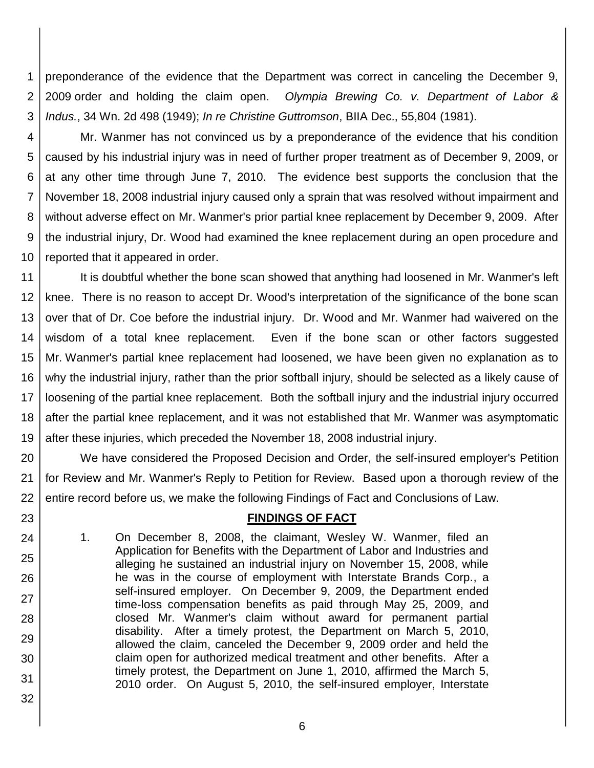preponderance of the evidence that the Department was correct in canceling the December 9, 2009 order and holding the claim open. *Olympia Brewing Co. v. Department of Labor & Indus.*, 34 Wn. 2d 498 (1949); *In re Christine Guttromson*, BIIA Dec., 55,804 (1981).

Mr. Wanmer has not convinced us by a preponderance of the evidence that his condition caused by his industrial injury was in need of further proper treatment as of December 9, 2009, or at any other time through June 7, 2010. The evidence best supports the conclusion that the November 18, 2008 industrial injury caused only a sprain that was resolved without impairment and without adverse effect on Mr. Wanmer's prior partial knee replacement by December 9, 2009. After the industrial injury, Dr. Wood had examined the knee replacement during an open procedure and reported that it appeared in order.

It is doubtful whether the bone scan showed that anything had loosened in Mr. Wanmer's left knee. There is no reason to accept Dr. Wood's interpretation of the significance of the bone scan over that of Dr. Coe before the industrial injury. Dr. Wood and Mr. Wanmer had waivered on the wisdom of a total knee replacement. Even if the bone scan or other factors suggested Mr. Wanmer's partial knee replacement had loosened, we have been given no explanation as to why the industrial injury, rather than the prior softball injury, should be selected as a likely cause of loosening of the partial knee replacement. Both the softball injury and the industrial injury occurred after the partial knee replacement, and it was not established that Mr. Wanmer was asymptomatic after these injuries, which preceded the November 18, 2008 industrial injury.

We have considered the Proposed Decision and Order, the self-insured employer's Petition for Review and Mr. Wanmer's Reply to Petition for Review. Based upon a thorough review of the entire record before us, we make the following Findings of Fact and Conclusions of Law.

## FINDINGS OF FACT

1. On December 8, 2008, the claimant, Wesley W. Wanmer, filed an Application for Benefits with the Department of Labor and Industries and alleging he sustained an industrial injury on November 15, 2008, while he was in the course of employment with Interstate Brands Corp., a self-insured employer. On December 9, 2009, the Department ended time-loss compensation benefits as paid through May 25, 2009, and closed Mr. Wanmer's claim without award for permanent partial disability. After a timely protest, the Department on March 5, 2010, allowed the claim, canceled the December 9, 2009 order and held the claim open for authorized medical treatment and other benefits. After a timely protest, the Department on June 1, 2010, affirmed the March 5, 2010 order. On August 5, 2010, the self-insured employer, Interstate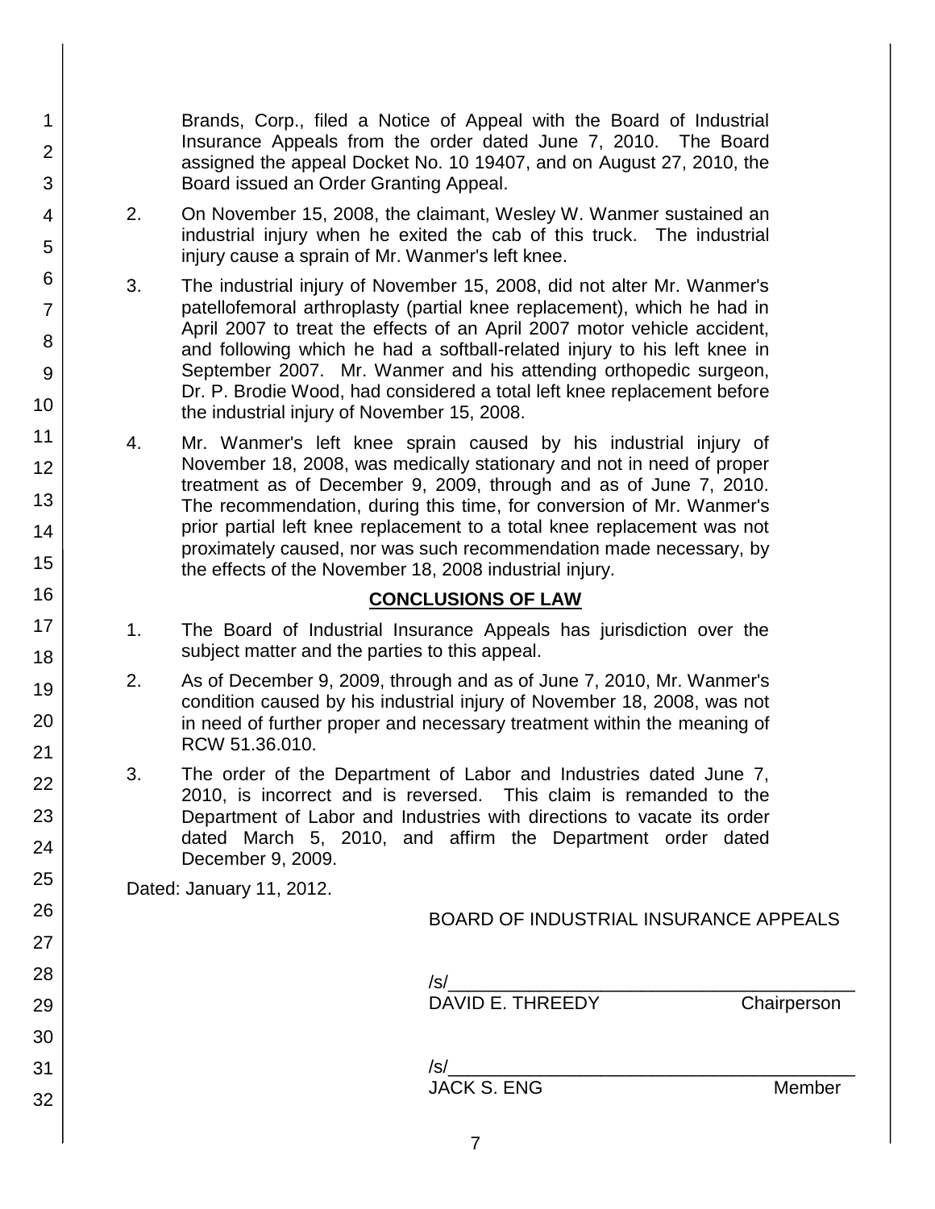Brands, Corp., filed a Notice of Appeal with the Board of Industrial Insurance Appeals from the order dated June 7, 2010. The Board assigned the appeal Docket No. 10 19407, and on August 27, 2010, the Board issued an Order Granting Appeal.

2. On November 15, 2008, the claimant, Wesley W. Wanmer sustained an industrial injury when he exited the cab of this truck. The industrial injury cause a sprain of Mr. Wanmer's left knee.

3. The industrial injury of November 15, 2008, did not alter Mr. Wanmer's patellofemoral arthroplasty (partial knee replacement), which he had in April 2007 to treat the effects of an April 2007 motor vehicle accident, and following which he had a softball-related injury to his left knee in September 2007. Mr. Wanmer and his attending orthopedic surgeon, Dr. P. Brodie Wood, had considered a total left knee replacement before the industrial injury of November 15, 2008.

4. Mr. Wanmer's left knee sprain caused by his industrial injury of November 18, 2008, was medically stationary and not in need of proper treatment as of December 9, 2009, through and as of June 7, 2010. The recommendation, during this time, for conversion of Mr. Wanmer's prior partial left knee replacement to a total knee replacement was not proximately caused, nor was such recommendation made necessary, by the effects of the November 18, 2008 industrial injury.

## CONCLUSIONS OF LAW

1. The Board of Industrial Insurance Appeals has jurisdiction over the subject matter and the parties to this appeal.

2. As of December 9, 2009, through and as of June 7, 2010, Mr. Wanmer's condition caused by his industrial injury of November 18, 2008, was not in need of further proper and necessary treatment within the meaning of RCW 51.36.010.

3. The order of the Department of Labor and Industries dated June 7, 2010, is incorrect and is reversed. This claim is remanded to the Department of Labor and Industries with directions to vacate its order dated March 5, 2010, and affirm the Department order dated December 9, 2009.

Dated: January 11, 2012.

BOARD OF INDUSTRIAL INSURANCE APPEALS

/s/______________________________
DAVID E. THREEDY Chairperson

/s/______________________________
JACK S. ENG Member